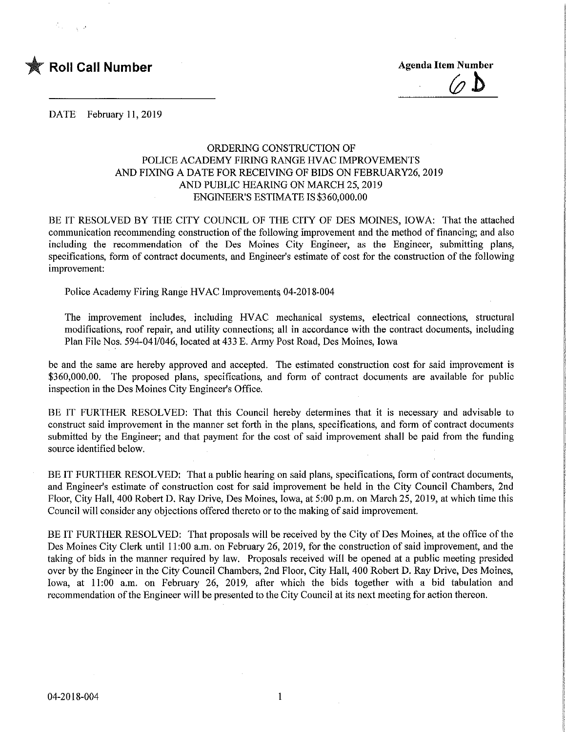★ **Roll Call Number**

**Agenda Item Number**
6 D

DATE February 11, 2019

ORDERING CONSTRUCTION OF
POLICE ACADEMY FIRING RANGE HVAC IMPROVEMENTS
AND FIXING A DATE FOR RECEIVING OF BIDS ON FEBRUARY26, 2019
AND PUBLIC HEARING ON MARCH 25, 2019
ENGINEER'S ESTIMATE IS $360,000.00

BE IT RESOLVED BY THE CITY COUNCIL OF THE CITY OF DES MOINES, IOWA: That the attached communication recommending construction of the following improvement and the method of financing; and also including the recommendation of the Des Moines City Engineer, as the Engineer, submitting plans, specifications, form of contract documents, and Engineer's estimate of cost for the construction of the following improvement:

Police Academy Firing Range HVAC Improvements, 04-2018-004

The improvement includes, including HVAC mechanical systems, electrical connections, structural modifications, roof repair, and utility connections; all in accordance with the contract documents, including Plan File Nos. 594-041/046, located at 433 E. Army Post Road, Des Moines, Iowa

be and the same are hereby approved and accepted. The estimated construction cost for said improvement is $360,000.00. The proposed plans, specifications, and form of contract documents are available for public inspection in the Des Moines City Engineer's Office.

BE IT FURTHER RESOLVED: That this Council hereby determines that it is necessary and advisable to construct said improvement in the manner set forth in the plans, specifications, and form of contract documents submitted by the Engineer; and that payment for the cost of said improvement shall be paid from the funding source identified below.

BE IT FURTHER RESOLVED: That a public hearing on said plans, specifications, form of contract documents, and Engineer's estimate of construction cost for said improvement be held in the City Council Chambers, 2nd Floor, City Hall, 400 Robert D. Ray Drive, Des Moines, Iowa, at 5:00 p.m. on March 25, 2019, at which time this Council will consider any objections offered thereto or to the making of said improvement.

BE IT FURTHER RESOLVED: That proposals will be received by the City of Des Moines, at the office of the Des Moines City Clerk until 11:00 a.m. on February 26, 2019, for the construction of said improvement, and the taking of bids in the manner required by law. Proposals received will be opened at a public meeting presided over by the Engineer in the City Council Chambers, 2nd Floor, City Hall, 400 Robert D. Ray Drive, Des Moines, Iowa, at 11:00 a.m. on February 26, 2019, after which the bids together with a bid tabulation and recommendation of the Engineer will be presented to the City Council at its next meeting for action thereon.

04-2018-004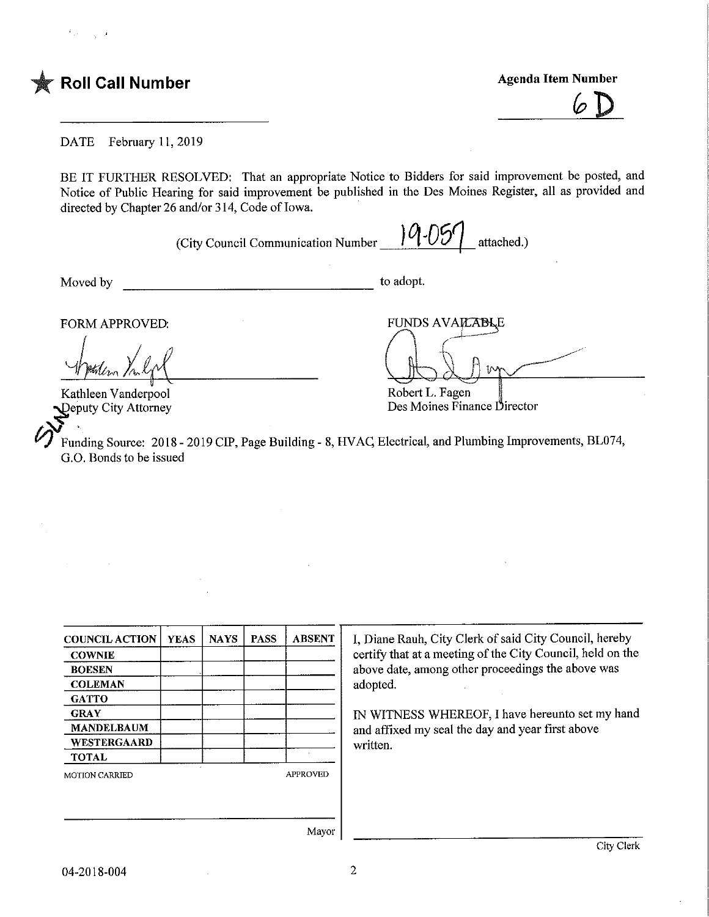★ **Roll Call Number**

**Agenda Item Number**

6D

DATE February 11, 2019

BE IT FURTHER RESOLVED: That an appropriate Notice to Bidders for said improvement be posted, and Notice of Public Hearing for said improvement be published in the Des Moines Register, all as provided and directed by Chapter 26 and/or 314, Code of Iowa.

(City Council Communication Number 19-057 attached.)

Moved by ______________________________ to adopt.

FORM APPROVED:

Kathleen Vanderpool
Deputy City Attorney

FUNDS AVAILABLE

Robert L. Fagen
Des Moines Finance Director

Funding Source: 2018 - 2019 CIP, Page Building - 8, HVAC, Electrical, and Plumbing Improvements, BL074, G.O. Bonds to be issued

| COUNCIL ACTION | YEAS | NAYS | PASS | ABSENT |
|---|---|---|---|---|
| COWNIE | | | | |
| BOESEN | | | | |
| COLEMAN | | | | |
| GATTO | | | | |
| GRAY | | | | |
| MANDELBAUM | | | | |
| WESTERGAARD | | | | |
| TOTAL | | | | |

MOTION CARRIED APPROVED

______________________________
Mayor

I, Diane Rauh, City Clerk of said City Council, hereby certify that at a meeting of the City Council, held on the above date, among other proceedings the above was adopted.

IN WITNESS WHEREOF, I have hereunto set my hand and affixed my seal the day and year first above written.

______________________________
City Clerk

04-2018-004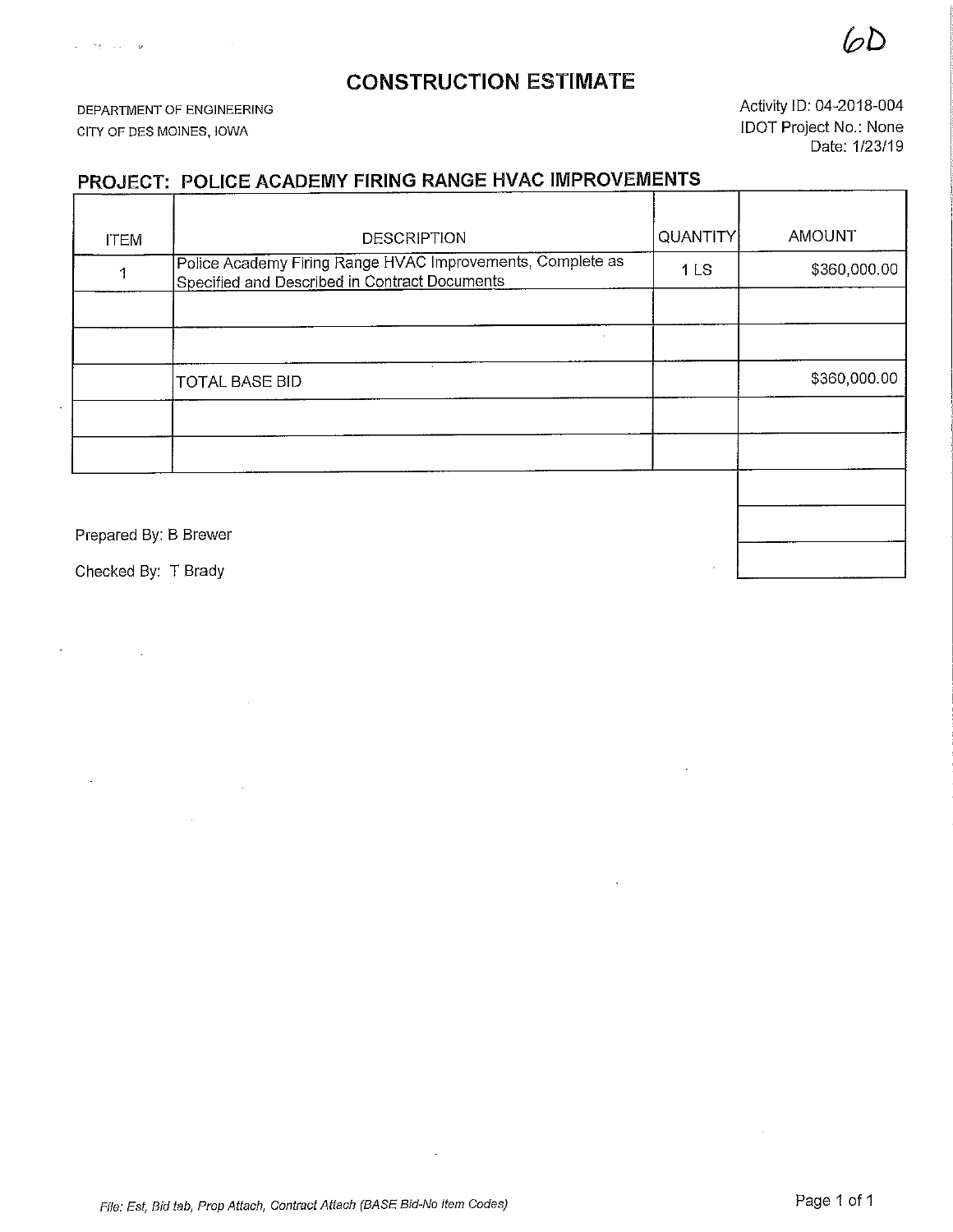6D

# CONSTRUCTION ESTIMATE

DEPARTMENT OF ENGINEERING
CITY OF DES MOINES, IOWA

Activity ID: 04-2018-004
IDOT Project No.: None
Date: 1/23/19

## PROJECT: POLICE ACADEMY FIRING RANGE HVAC IMPROVEMENTS

| ITEM | DESCRIPTION | QUANTITY | AMOUNT |
|---|---|---|---|
| 1 | Police Academy Firing Range HVAC Improvements, Complete as Specified and Described in Contract Documents | 1 LS | $360,000.00 |
| | | | |
| | | | |
| | TOTAL BASE BID | | $360,000.00 |
| | | | |
| | | | |

Prepared By: B Brewer

Checked By: T Brady

*File: Est, Bid tab, Prop Attach, Contract Attach (BASE Bid-No Item Codes)*